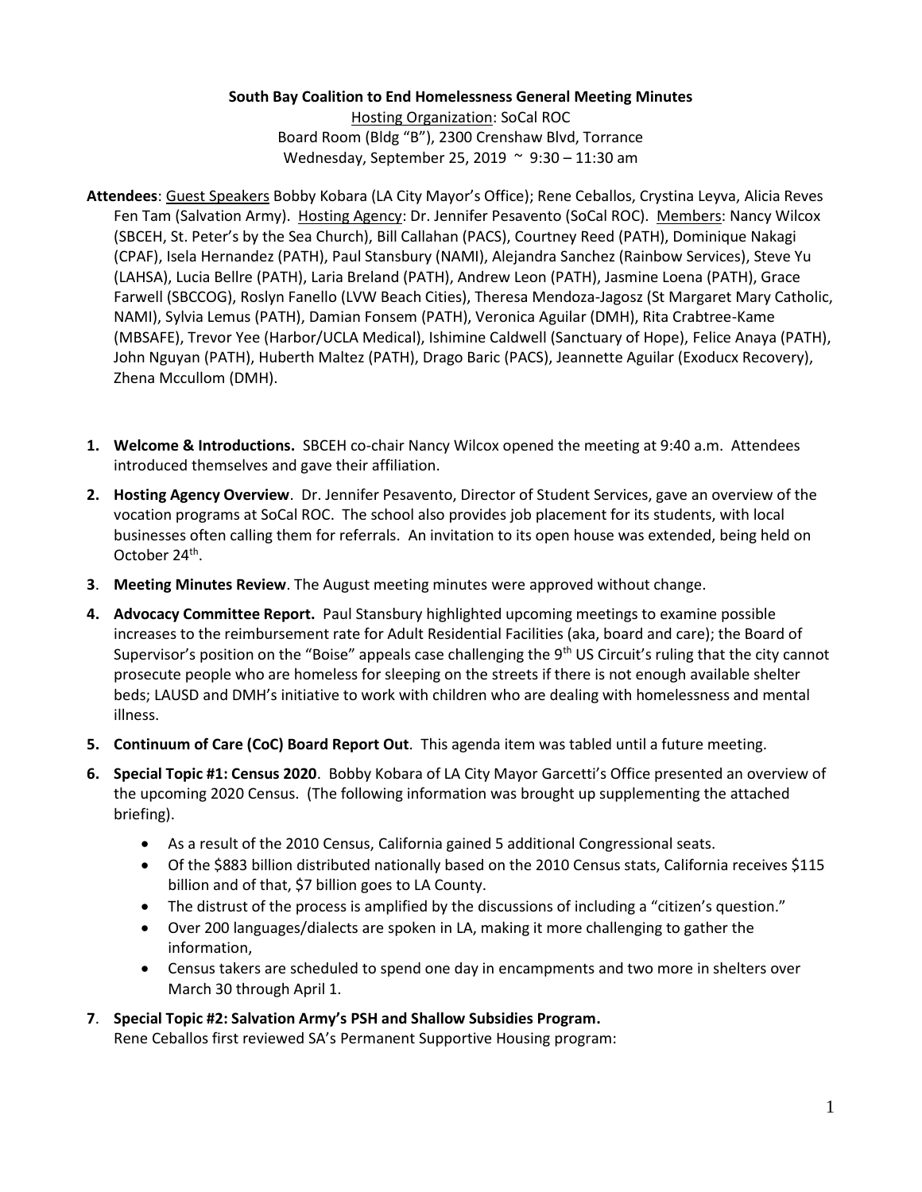**South Bay Coalition to End Homelessness General Meeting Minutes**

Hosting Organization: SoCal ROC
Board Room (Bldg "B"), 2300 Crenshaw Blvd, Torrance
Wednesday, September 25, 2019 ~ 9:30 – 11:30 am

**Attendees**: Guest Speakers Bobby Kobara (LA City Mayor's Office); Rene Ceballos, Crystina Leyva, Alicia Reves Fen Tam (Salvation Army). Hosting Agency: Dr. Jennifer Pesavento (SoCal ROC). Members: Nancy Wilcox (SBCEH, St. Peter's by the Sea Church), Bill Callahan (PACS), Courtney Reed (PATH), Dominique Nakagi (CPAF), Isela Hernandez (PATH), Paul Stansbury (NAMI), Alejandra Sanchez (Rainbow Services), Steve Yu (LAHSA), Lucia Bellre (PATH), Laria Breland (PATH), Andrew Leon (PATH), Jasmine Loena (PATH), Grace Farwell (SBCCOG), Roslyn Fanello (LVW Beach Cities), Theresa Mendoza-Jagosz (St Margaret Mary Catholic, NAMI), Sylvia Lemus (PATH), Damian Fonsem (PATH), Veronica Aguilar (DMH), Rita Crabtree-Kame (MBSAFE), Trevor Yee (Harbor/UCLA Medical), Ishimine Caldwell (Sanctuary of Hope), Felice Anaya (PATH), John Nguyan (PATH), Huberth Maltez (PATH), Drago Baric (PACS), Jeannette Aguilar (Exoducx Recovery), Zhena Mccullom (DMH).

1. **Welcome & Introductions.** SBCEH co-chair Nancy Wilcox opened the meeting at 9:40 a.m. Attendees introduced themselves and gave their affiliation.
2. **Hosting Agency Overview**. Dr. Jennifer Pesavento, Director of Student Services, gave an overview of the vocation programs at SoCal ROC. The school also provides job placement for its students, with local businesses often calling them for referrals. An invitation to its open house was extended, being held on October 24th.
3. **Meeting Minutes Review**. The August meeting minutes were approved without change.
4. **Advocacy Committee Report.** Paul Stansbury highlighted upcoming meetings to examine possible increases to the reimbursement rate for Adult Residential Facilities (aka, board and care); the Board of Supervisor's position on the "Boise" appeals case challenging the 9th US Circuit's ruling that the city cannot prosecute people who are homeless for sleeping on the streets if there is not enough available shelter beds; LAUSD and DMH's initiative to work with children who are dealing with homelessness and mental illness.
5. **Continuum of Care (CoC) Board Report Out**. This agenda item was tabled until a future meeting.
6. **Special Topic #1: Census 2020**. Bobby Kobara of LA City Mayor Garcetti's Office presented an overview of the upcoming 2020 Census. (The following information was brought up supplementing the attached briefing).
   - As a result of the 2010 Census, California gained 5 additional Congressional seats.
   - Of the $883 billion distributed nationally based on the 2010 Census stats, California receives $115 billion and of that, $7 billion goes to LA County.
   - The distrust of the process is amplified by the discussions of including a "citizen's question."
   - Over 200 languages/dialects are spoken in LA, making it more challenging to gather the information,
   - Census takers are scheduled to spend one day in encampments and two more in shelters over March 30 through April 1.
7. **Special Topic #2: Salvation Army's PSH and Shallow Subsidies Program.**
   Rene Ceballos first reviewed SA's Permanent Supportive Housing program: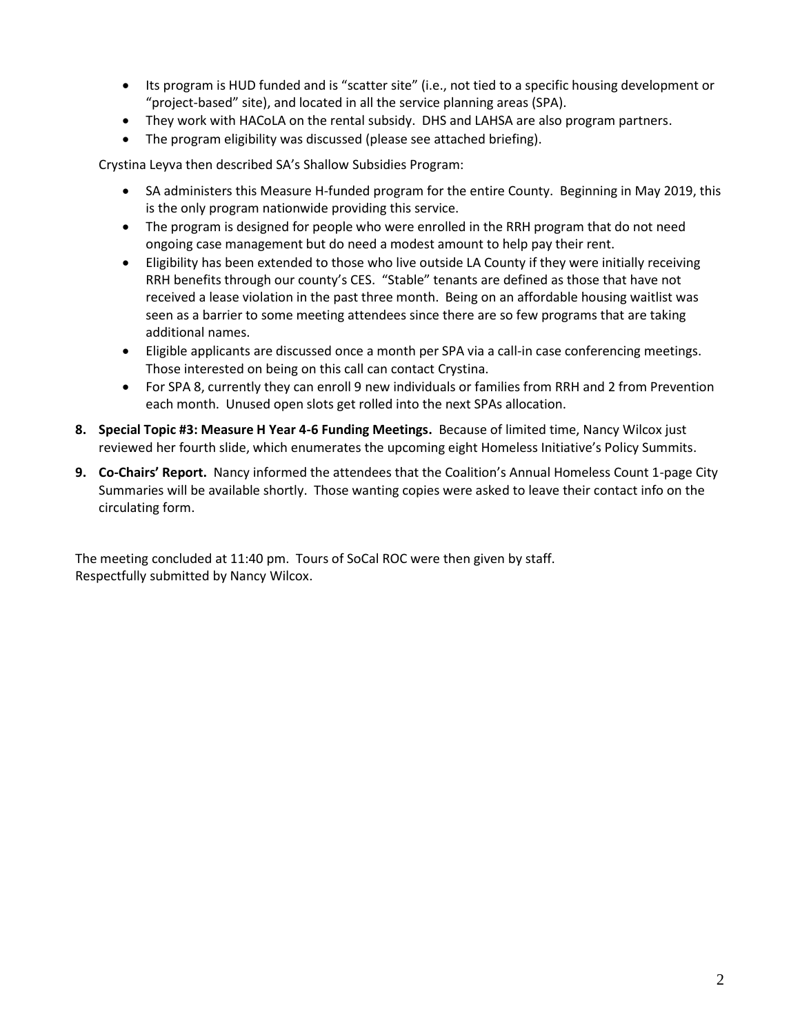- Its program is HUD funded and is "scatter site" (i.e., not tied to a specific housing development or "project-based" site), and located in all the service planning areas (SPA).
- They work with HACoLA on the rental subsidy. DHS and LAHSA are also program partners.
- The program eligibility was discussed (please see attached briefing).

Crystina Leyva then described SA's Shallow Subsidies Program:

- SA administers this Measure H-funded program for the entire County. Beginning in May 2019, this is the only program nationwide providing this service.
- The program is designed for people who were enrolled in the RRH program that do not need ongoing case management but do need a modest amount to help pay their rent.
- Eligibility has been extended to those who live outside LA County if they were initially receiving RRH benefits through our county's CES. "Stable" tenants are defined as those that have not received a lease violation in the past three month. Being on an affordable housing waitlist was seen as a barrier to some meeting attendees since there are so few programs that are taking additional names.
- Eligible applicants are discussed once a month per SPA via a call-in case conferencing meetings. Those interested on being on this call can contact Crystina.
- For SPA 8, currently they can enroll 9 new individuals or families from RRH and 2 from Prevention each month. Unused open slots get rolled into the next SPAs allocation.

8. **Special Topic #3: Measure H Year 4-6 Funding Meetings.** Because of limited time, Nancy Wilcox just reviewed her fourth slide, which enumerates the upcoming eight Homeless Initiative's Policy Summits.
9. **Co-Chairs' Report.** Nancy informed the attendees that the Coalition's Annual Homeless Count 1-page City Summaries will be available shortly. Those wanting copies were asked to leave their contact info on the circulating form.

The meeting concluded at 11:40 pm. Tours of SoCal ROC were then given by staff.
Respectfully submitted by Nancy Wilcox.